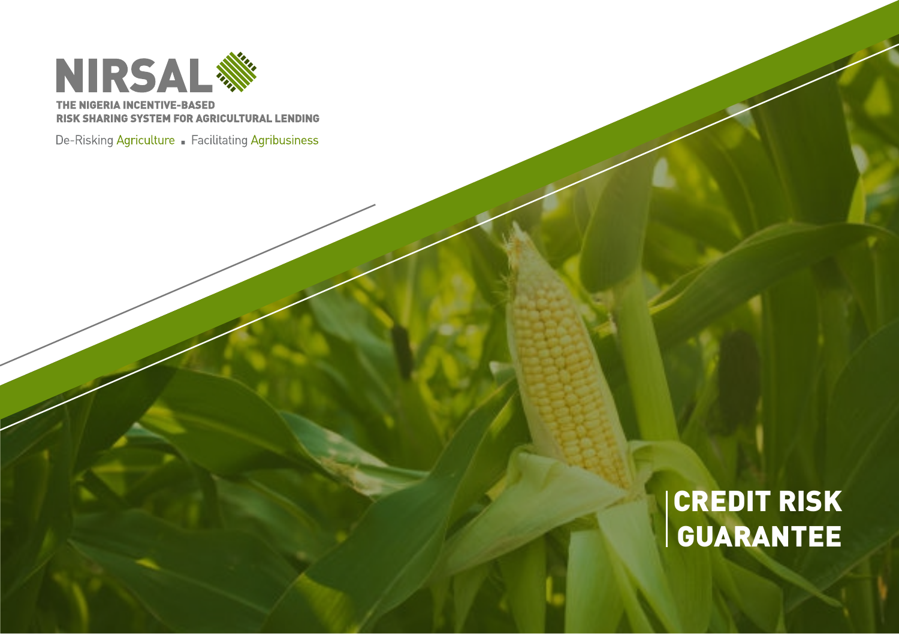NIRSAL

THE NIGERIA INCENTIVE-BASED
RISK SHARING SYSTEM FOR AGRICULTURAL LENDING

De-Risking Agriculture ▪ Facilitating Agribusiness

# CREDIT RISK GUARANTEE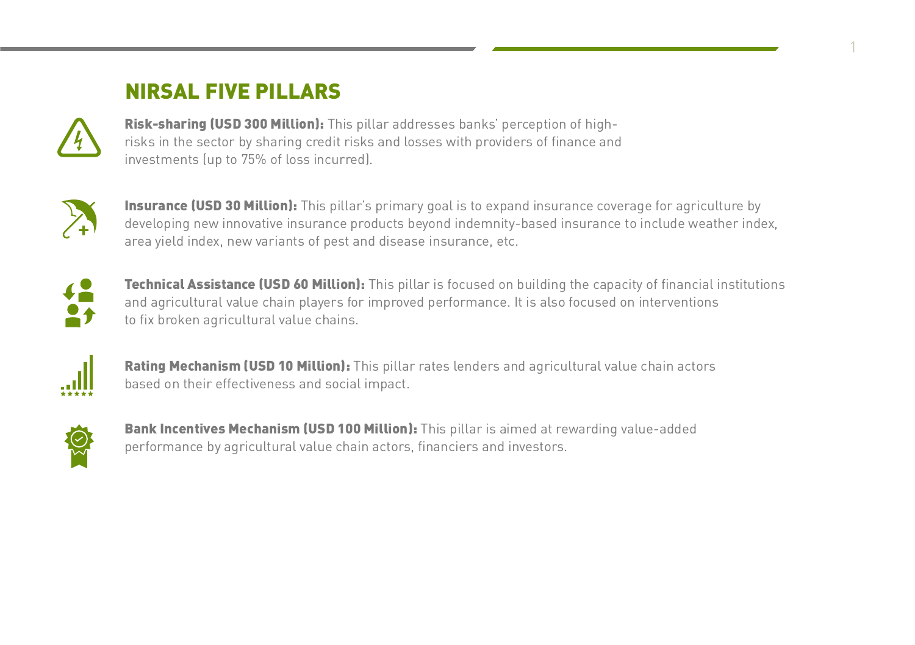## NIRSAL FIVE PILLARS

**Risk-sharing (USD 300 Million):** This pillar addresses banks' perception of high-risks in the sector by sharing credit risks and losses with providers of finance and investments (up to 75% of loss incurred).

**Insurance (USD 30 Million):** This pillar's primary goal is to expand insurance coverage for agriculture by developing new innovative insurance products beyond indemnity-based insurance to include weather index, area yield index, new variants of pest and disease insurance, etc.

**Technical Assistance (USD 60 Million):** This pillar is focused on building the capacity of financial institutions and agricultural value chain players for improved performance. It is also focused on interventions to fix broken agricultural value chains.

**Rating Mechanism (USD 10 Million):** This pillar rates lenders and agricultural value chain actors based on their effectiveness and social impact.

**Bank Incentives Mechanism (USD 100 Million):** This pillar is aimed at rewarding value-added performance by agricultural value chain actors, financiers and investors.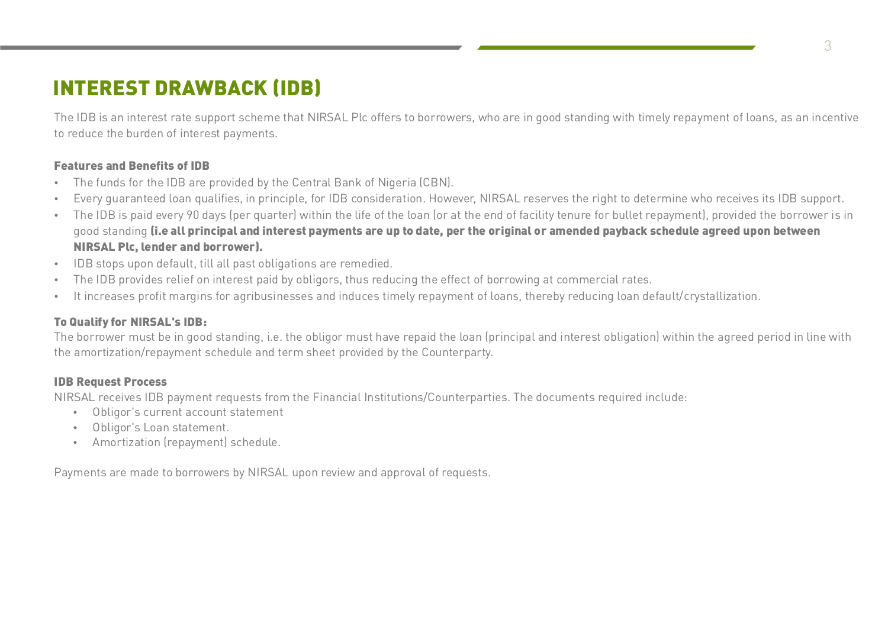# INTEREST DRAWBACK (IDB)

The IDB is an interest rate support scheme that NIRSAL Plc offers to borrowers, who are in good standing with timely repayment of loans, as an incentive to reduce the burden of interest payments.

### Features and Benefits of IDB

- The funds for the IDB are provided by the Central Bank of Nigeria (CBN).
- Every guaranteed loan qualifies, in principle, for IDB consideration. However, NIRSAL reserves the right to determine who receives its IDB support.
- The IDB is paid every 90 days (per quarter) within the life of the loan (or at the end of facility tenure for bullet repayment), provided the borrower is in good standing **(i.e all principal and interest payments are up to date, per the original or amended payback schedule agreed upon between NIRSAL Plc, lender and borrower).**
- IDB stops upon default, till all past obligations are remedied.
- The IDB provides relief on interest paid by obligors, thus reducing the effect of borrowing at commercial rates.
- It increases profit margins for agribusinesses and induces timely repayment of loans, thereby reducing loan default/crystallization.

### To Qualify for NIRSAL's IDB:

The borrower must be in good standing, i.e. the obligor must have repaid the loan (principal and interest obligation) within the agreed period in line with the amortization/repayment schedule and term sheet provided by the Counterparty.

### IDB Request Process

NIRSAL receives IDB payment requests from the Financial Institutions/Counterparties. The documents required include:

- Obligor's current account statement
- Obligor's Loan statement.
- Amortization (repayment) schedule.

Payments are made to borrowers by NIRSAL upon review and approval of requests.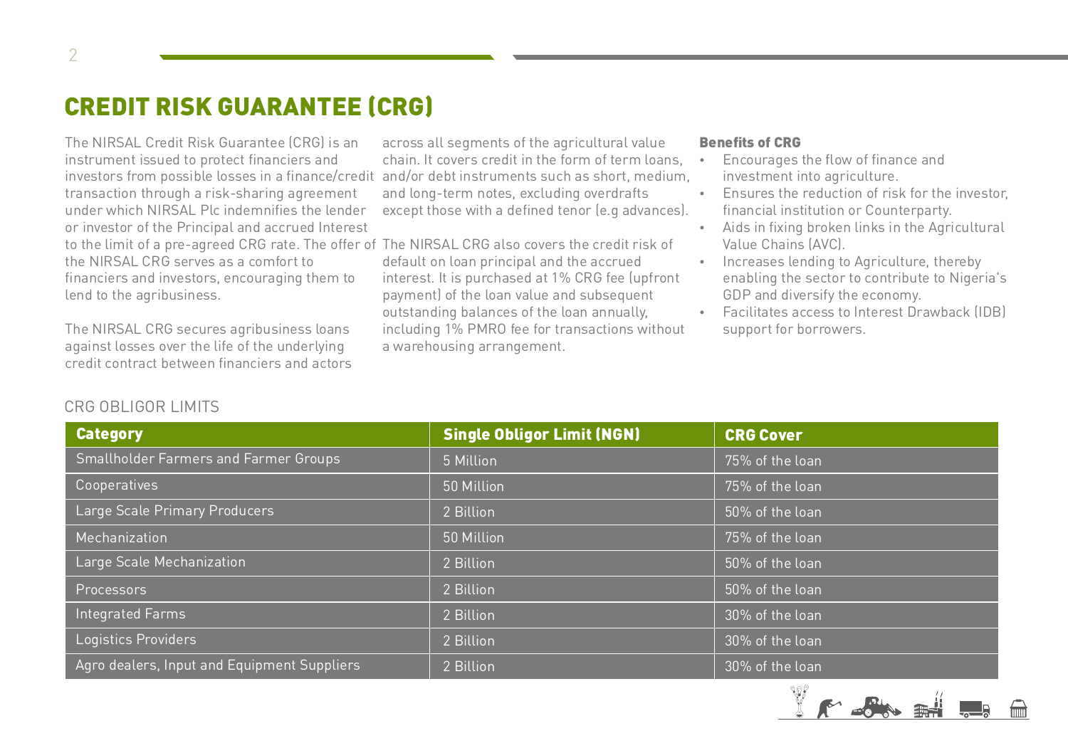# CREDIT RISK GUARANTEE (CRG)

The NIRSAL Credit Risk Guarantee (CRG) is an instrument issued to protect financiers and investors from possible losses in a finance/credit transaction through a risk-sharing agreement under which NIRSAL Plc indemnifies the lender or investor of the Principal and accrued Interest to the limit of a pre-agreed CRG rate. The offer of the NIRSAL CRG serves as a comfort to financiers and investors, encouraging them to lend to the agribusiness.

The NIRSAL CRG secures agribusiness loans against losses over the life of the underlying credit contract between financiers and actors across all segments of the agricultural value chain. It covers credit in the form of term loans, and/or debt instruments such as short, medium, and long-term notes, excluding overdrafts except those with a defined tenor (e.g advances).

The NIRSAL CRG also covers the credit risk of default on loan principal and the accrued interest. It is purchased at 1% CRG fee (upfront payment) of the loan value and subsequent outstanding balances of the loan annually, including 1% PMRO fee for transactions without a warehousing arrangement.

**Benefits of CRG**

- Encourages the flow of finance and investment into agriculture.
- Ensures the reduction of risk for the investor, financial institution or Counterparty.
- Aids in fixing broken links in the Agricultural Value Chains (AVC).
- Increases lending to Agriculture, thereby enabling the sector to contribute to Nigeria's GDP and diversify the economy.
- Facilitates access to Interest Drawback (IDB) support for borrowers.

CRG OBLIGOR LIMITS

| Category | Single Obligor Limit (NGN) | CRG Cover |
| --- | --- | --- |
| Smallholder Farmers and Farmer Groups | 5 Million | 75% of the loan |
| Cooperatives | 50 Million | 75% of the loan |
| Large Scale Primary Producers | 2 Billion | 50% of the loan |
| Mechanization | 50 Million | 75% of the loan |
| Large Scale Mechanization | 2 Billion | 50% of the loan |
| Processors | 2 Billion | 50% of the loan |
| Integrated Farms | 2 Billion | 30% of the loan |
| Logistics Providers | 2 Billion | 30% of the loan |
| Agro dealers, Input and Equipment Suppliers | 2 Billion | 30% of the loan |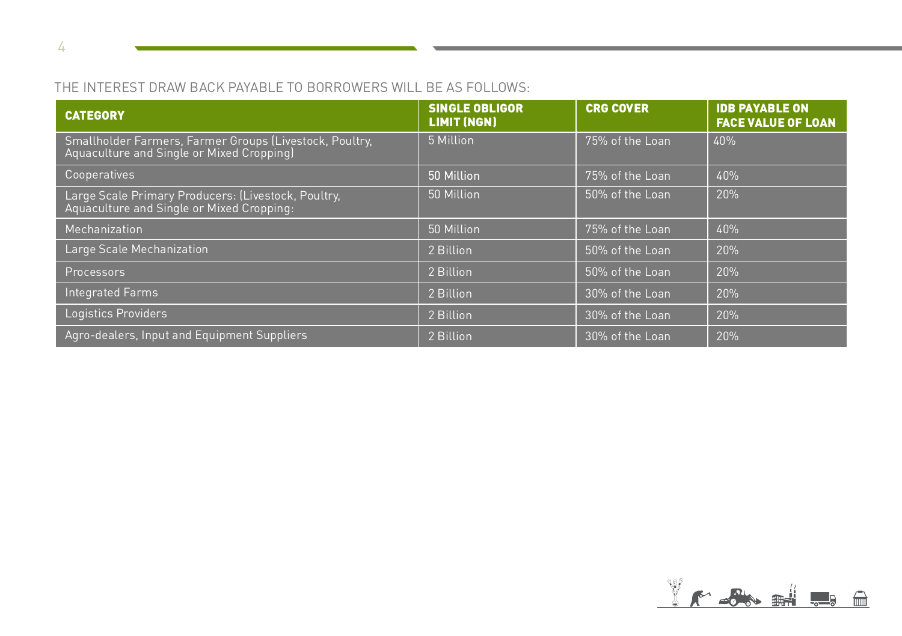THE INTEREST DRAW BACK PAYABLE TO BORROWERS WILL BE AS FOLLOWS:

| CATEGORY | SINGLE OBLIGOR LIMIT (NGN) | CRG COVER | IDB PAYABLE ON FACE VALUE OF LOAN |
|---|---|---|---|
| Smallholder Farmers, Farmer Groups (Livestock, Poultry, Aquaculture and Single or Mixed Cropping) | 5 Million | 75% of the Loan | 40% |
| Cooperatives | 50 Million | 75% of the Loan | 40% |
| Large Scale Primary Producers: (Livestock, Poultry, Aquaculture and Single or Mixed Cropping: | 50 Million | 50% of the Loan | 20% |
| Mechanization | 50 Million | 75% of the Loan | 40% |
| Large Scale Mechanization | 2 Billion | 50% of the Loan | 20% |
| Processors | 2 Billion | 50% of the Loan | 20% |
| Integrated Farms | 2 Billion | 30% of the Loan | 20% |
| Logistics Providers | 2 Billion | 30% of the Loan | 20% |
| Agro-dealers, Input and Equipment Suppliers | 2 Billion | 30% of the Loan | 20% |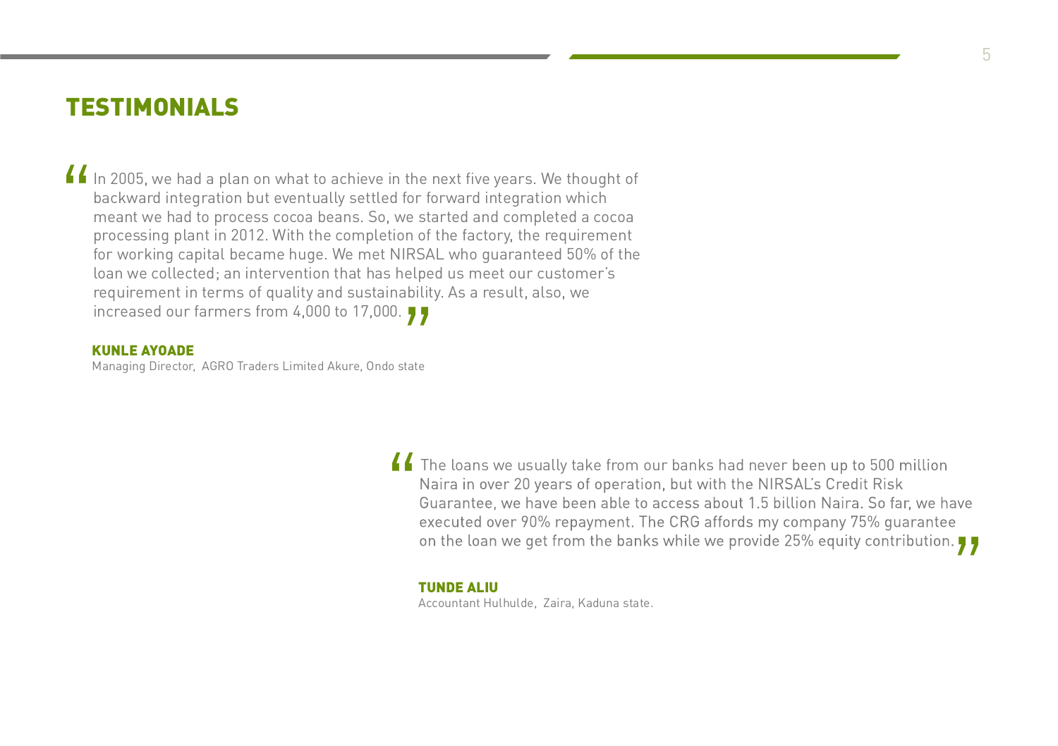# TESTIMONIALS

> "In 2005, we had a plan on what to achieve in the next five years. We thought of backward integration but eventually settled for forward integration which meant we had to process cocoa beans. So, we started and completed a cocoa processing plant in 2012. With the completion of the factory, the requirement for working capital became huge. We met NIRSAL who guaranteed 50% of the loan we collected; an intervention that has helped us meet our customer's requirement in terms of quality and sustainability. As a result, also, we increased our farmers from 4,000 to 17,000."

**KUNLE AYOADE**
Managing Director, AGRO Traders Limited Akure, Ondo state

> "The loans we usually take from our banks had never been up to 500 million Naira in over 20 years of operation, but with the NIRSAL's Credit Risk Guarantee, we have been able to access about 1.5 billion Naira. So far, we have executed over 90% repayment. The CRG affords my company 75% guarantee on the loan we get from the banks while we provide 25% equity contribution."

**TUNDE ALIU**
Accountant Hulhulde, Zaira, Kaduna state.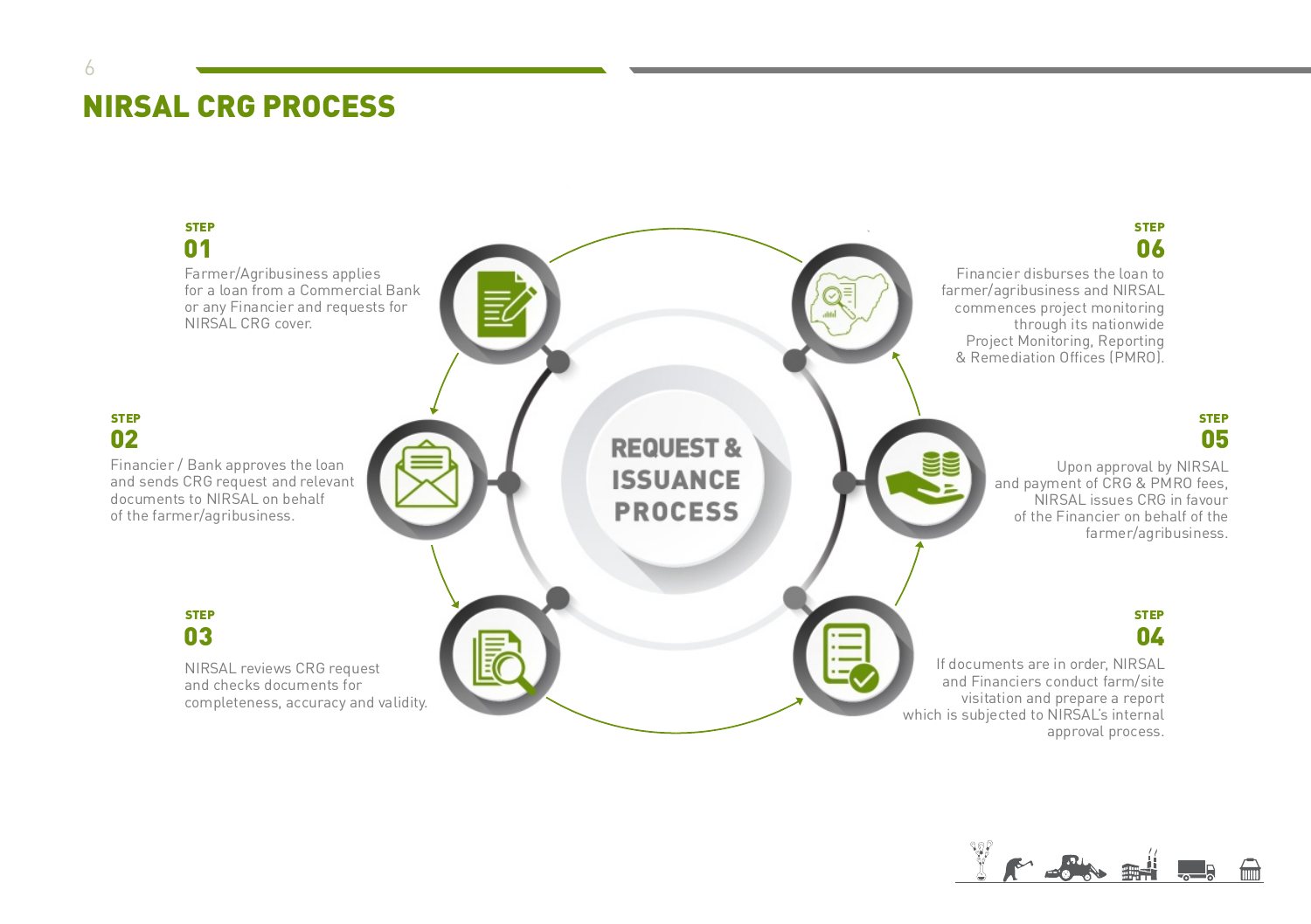# NIRSAL CRG PROCESS

## REQUEST & ISSUANCE PROCESS

**STEP 01**

Farmer/Agribusiness applies for a loan from a Commercial Bank or any Financier and requests for NIRSAL CRG cover.

**STEP 02**

Financier / Bank approves the loan and sends CRG request and relevant documents to NIRSAL on behalf of the farmer/agribusiness.

**STEP 03**

NIRSAL reviews CRG request and checks documents for completeness, accuracy and validity.

**STEP 04**

If documents are in order, NIRSAL and Financiers conduct farm/site visitation and prepare a report which is subjected to NIRSAL's internal approval process.

**STEP 05**

Upon approval by NIRSAL and payment of CRG & PMRO fees, NIRSAL issues CRG in favour of the Financier on behalf of the farmer/agribusiness.

**STEP 06**

Financier disburses the loan to farmer/agribusiness and NIRSAL commences project monitoring through its nationwide Project Monitoring, Reporting & Remediation Offices (PMRO).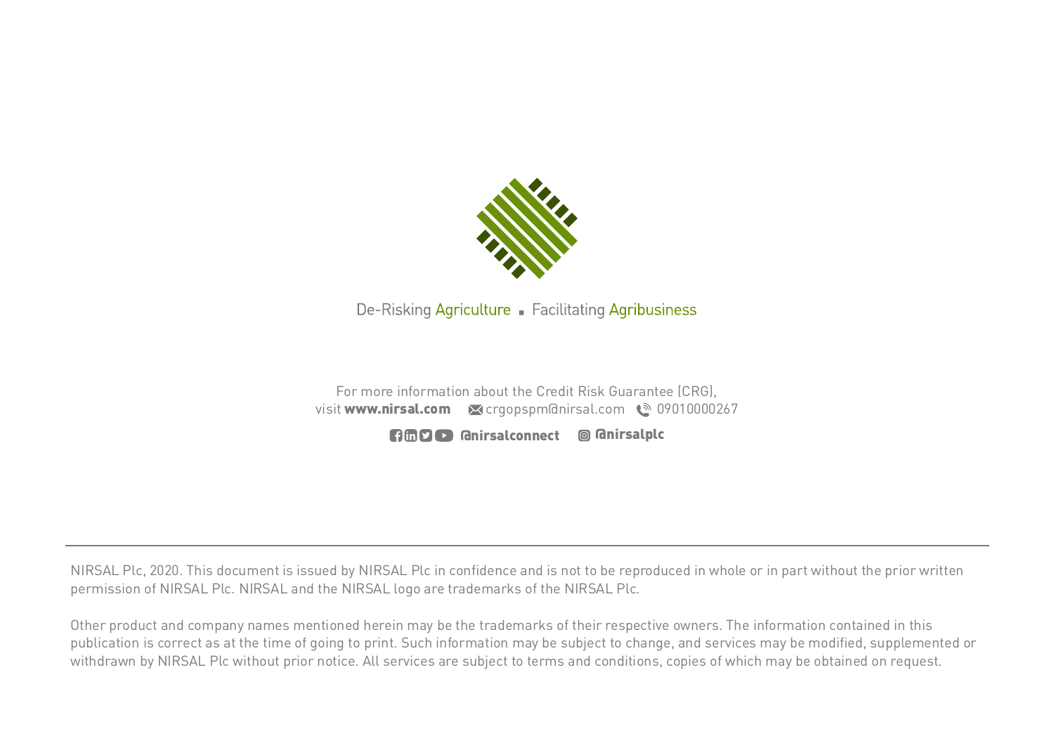De-Risking Agriculture ▪ Facilitating Agribusiness

For more information about the Credit Risk Guarantee (CRG),
visit **www.nirsal.com** crgopspm@nirsal.com 09010000267

**@nirsalconnect** **@nirsalplc**

---

NIRSAL Plc, 2020. This document is issued by NIRSAL Plc in confidence and is not to be reproduced in whole or in part without the prior written permission of NIRSAL Plc. NIRSAL and the NIRSAL logo are trademarks of the NIRSAL Plc.

Other product and company names mentioned herein may be the trademarks of their respective owners. The information contained in this publication is correct as at the time of going to print. Such information may be subject to change, and services may be modified, supplemented or withdrawn by NIRSAL Plc without prior notice. All services are subject to terms and conditions, copies of which may be obtained on request.